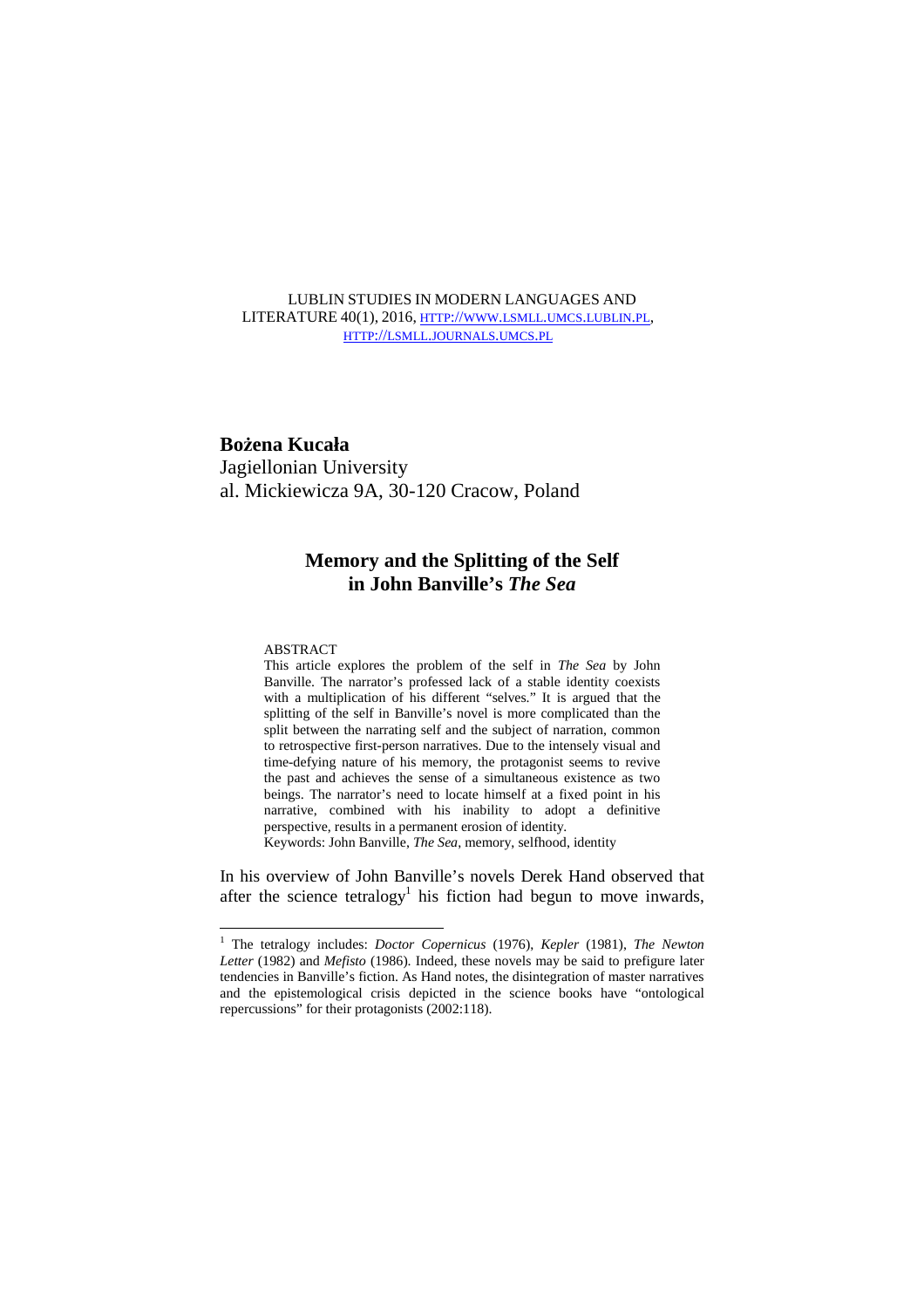LUBLIN STUDIES IN MODERN LANGUAGES AND LITERATURE 40(1), 2016, HTTP://WWW.LSMLL.UMCS.LUBLIN.PL, HTTP://LSMLL.JOURNALS.UMCS.PL

**Bożena Kucała**
Jagiellonian University
al. Mickiewicza 9A, 30-120 Cracow, Poland

# Memory and the Splitting of the Self in John Banville's *The Sea*

ABSTRACT

This article explores the problem of the self in *The Sea* by John Banville. The narrator's professed lack of a stable identity coexists with a multiplication of his different "selves." It is argued that the splitting of the self in Banville's novel is more complicated than the split between the narrating self and the subject of narration, common to retrospective first-person narratives. Due to the intensely visual and time-defying nature of his memory, the protagonist seems to revive the past and achieves the sense of a simultaneous existence as two beings. The narrator's need to locate himself at a fixed point in his narrative, combined with his inability to adopt a definitive perspective, results in a permanent erosion of identity.

Keywords: John Banville, *The Sea*, memory, selfhood, identity

In his overview of John Banville's novels Derek Hand observed that after the science tetralogy[1] his fiction had begun to move inwards,

[1] The tetralogy includes: *Doctor Copernicus* (1976), *Kepler* (1981), *The Newton Letter* (1982) and *Mefisto* (1986). Indeed, these novels may be said to prefigure later tendencies in Banville's fiction. As Hand notes, the disintegration of master narratives and the epistemological crisis depicted in the science books have "ontological repercussions" for their protagonists (2002:118).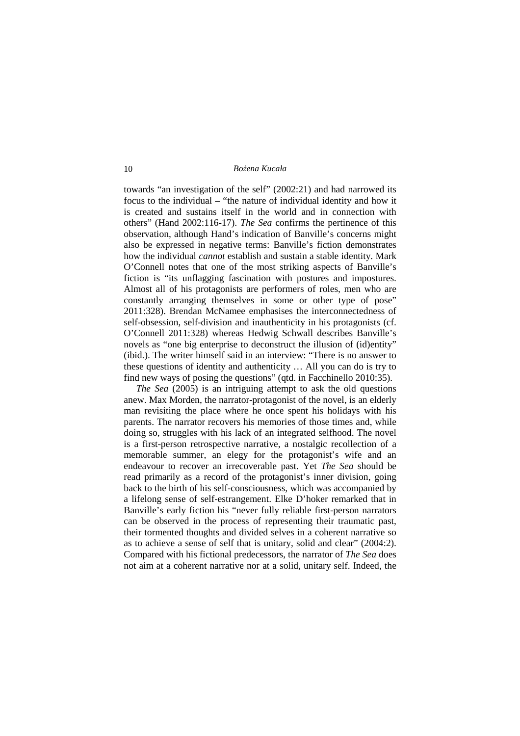towards "an investigation of the self" (2002:21) and had narrowed its focus to the individual – "the nature of individual identity and how it is created and sustains itself in the world and in connection with others" (Hand 2002:116-17). *The Sea* confirms the pertinence of this observation, although Hand's indication of Banville's concerns might also be expressed in negative terms: Banville's fiction demonstrates how the individual *cannot* establish and sustain a stable identity. Mark O'Connell notes that one of the most striking aspects of Banville's fiction is "its unflagging fascination with postures and impostures. Almost all of his protagonists are performers of roles, men who are constantly arranging themselves in some or other type of pose" 2011:328). Brendan McNamee emphasises the interconnectedness of self-obsession, self-division and inauthenticity in his protagonists (cf. O'Connell 2011:328) whereas Hedwig Schwall describes Banville's novels as "one big enterprise to deconstruct the illusion of (id)entity" (ibid.). The writer himself said in an interview: "There is no answer to these questions of identity and authenticity … All you can do is try to find new ways of posing the questions" (qtd. in Facchinello 2010:35).

*The Sea* (2005) is an intriguing attempt to ask the old questions anew. Max Morden, the narrator-protagonist of the novel, is an elderly man revisiting the place where he once spent his holidays with his parents. The narrator recovers his memories of those times and, while doing so, struggles with his lack of an integrated selfhood. The novel is a first-person retrospective narrative, a nostalgic recollection of a memorable summer, an elegy for the protagonist's wife and an endeavour to recover an irrecoverable past. Yet *The Sea* should be read primarily as a record of the protagonist's inner division, going back to the birth of his self-consciousness, which was accompanied by a lifelong sense of self-estrangement. Elke D'hoker remarked that in Banville's early fiction his "never fully reliable first-person narrators can be observed in the process of representing their traumatic past, their tormented thoughts and divided selves in a coherent narrative so as to achieve a sense of self that is unitary, solid and clear" (2004:2). Compared with his fictional predecessors, the narrator of *The Sea* does not aim at a coherent narrative nor at a solid, unitary self. Indeed, the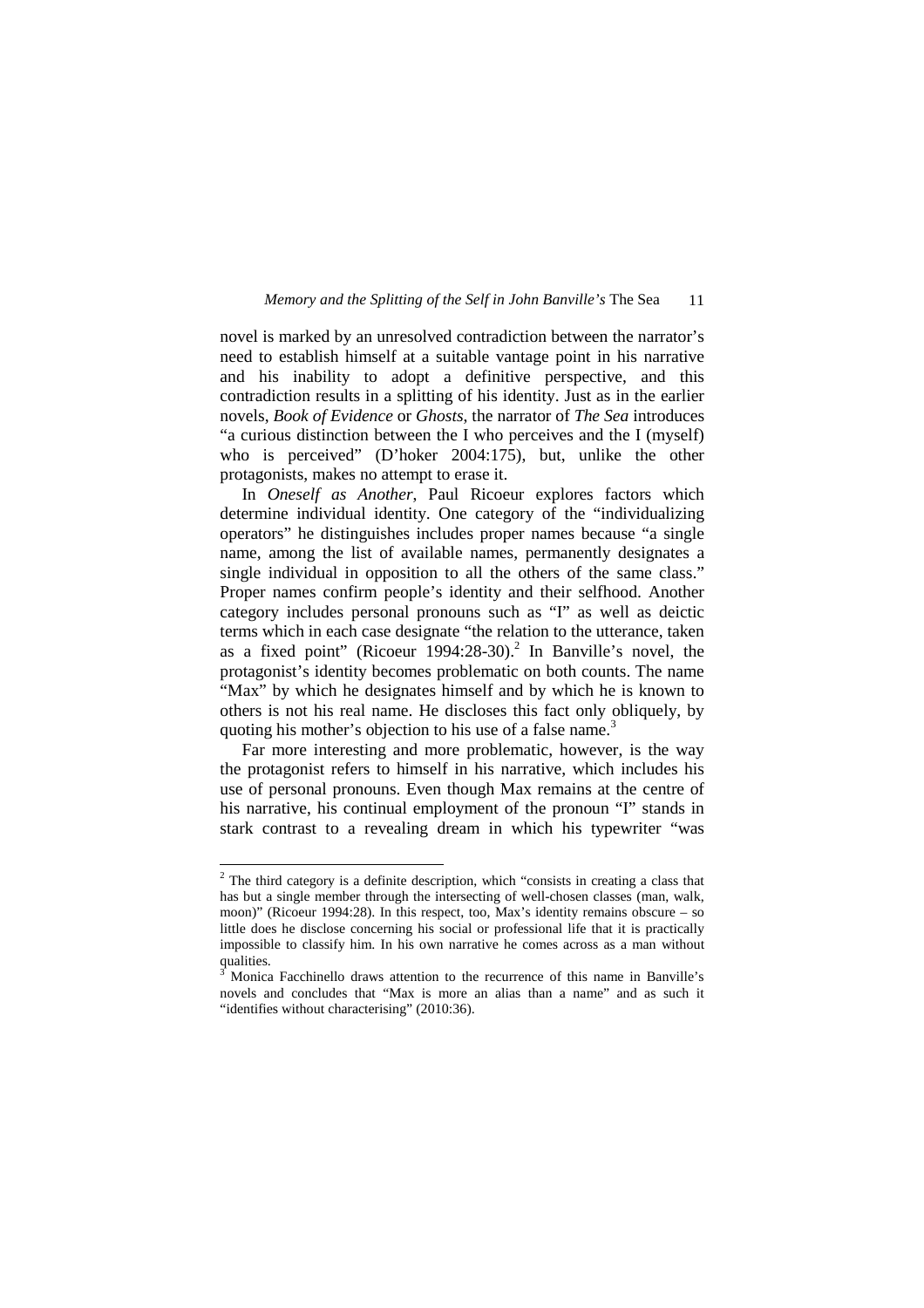novel is marked by an unresolved contradiction between the narrator's need to establish himself at a suitable vantage point in his narrative and his inability to adopt a definitive perspective, and this contradiction results in a splitting of his identity. Just as in the earlier novels, *Book of Evidence* or *Ghosts*, the narrator of *The Sea* introduces "a curious distinction between the I who perceives and the I (myself) who is perceived" (D'hoker 2004:175), but, unlike the other protagonists, makes no attempt to erase it.

In *Oneself as Another*, Paul Ricoeur explores factors which determine individual identity. One category of the "individualizing operators" he distinguishes includes proper names because "a single name, among the list of available names, permanently designates a single individual in opposition to all the others of the same class." Proper names confirm people's identity and their selfhood. Another category includes personal pronouns such as "I" as well as deictic terms which in each case designate "the relation to the utterance, taken as a fixed point" (Ricoeur 1994:28-30).[2] In Banville's novel, the protagonist's identity becomes problematic on both counts. The name "Max" by which he designates himself and by which he is known to others is not his real name. He discloses this fact only obliquely, by quoting his mother's objection to his use of a false name.[3]

Far more interesting and more problematic, however, is the way the protagonist refers to himself in his narrative, which includes his use of personal pronouns. Even though Max remains at the centre of his narrative, his continual employment of the pronoun "I" stands in stark contrast to a revealing dream in which his typewriter "was

---

[2] The third category is a definite description, which "consists in creating a class that has but a single member through the intersecting of well-chosen classes (man, walk, moon)" (Ricoeur 1994:28). In this respect, too, Max's identity remains obscure – so little does he disclose concerning his social or professional life that it is practically impossible to classify him. In his own narrative he comes across as a man without qualities.

[3] Monica Facchinello draws attention to the recurrence of this name in Banville's novels and concludes that "Max is more an alias than a name" and as such it "identifies without characterising" (2010:36).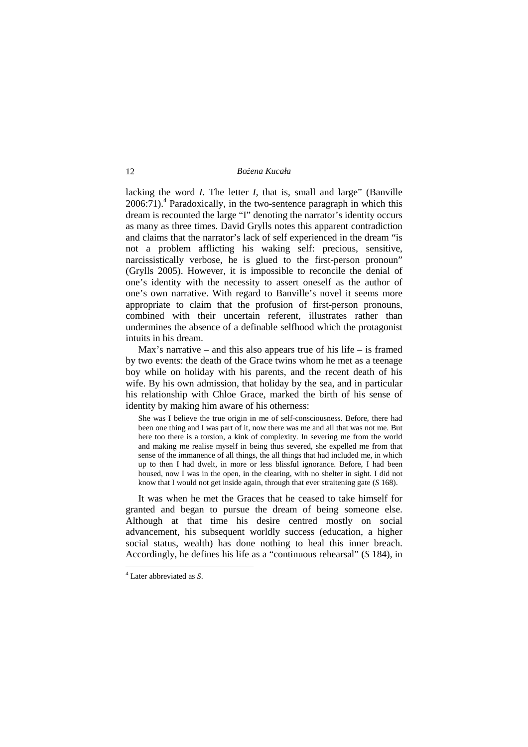lacking the word *I*. The letter *I*, that is, small and large" (Banville 2006:71).[4] Paradoxically, in the two-sentence paragraph in which this dream is recounted the large "I" denoting the narrator's identity occurs as many as three times. David Grylls notes this apparent contradiction and claims that the narrator's lack of self experienced in the dream "is not a problem afflicting his waking self: precious, sensitive, narcissistically verbose, he is glued to the first-person pronoun" (Grylls 2005). However, it is impossible to reconcile the denial of one's identity with the necessity to assert oneself as the author of one's own narrative. With regard to Banville's novel it seems more appropriate to claim that the profusion of first-person pronouns, combined with their uncertain referent, illustrates rather than undermines the absence of a definable selfhood which the protagonist intuits in his dream.

Max's narrative – and this also appears true of his life – is framed by two events: the death of the Grace twins whom he met as a teenage boy while on holiday with his parents, and the recent death of his wife. By his own admission, that holiday by the sea, and in particular his relationship with Chloe Grace, marked the birth of his sense of identity by making him aware of his otherness:

> She was I believe the true origin in me of self-consciousness. Before, there had been one thing and I was part of it, now there was me and all that was not me. But here too there is a torsion, a kink of complexity. In severing me from the world and making me realise myself in being thus severed, she expelled me from that sense of the immanence of all things, the all things that had included me, in which up to then I had dwelt, in more or less blissful ignorance. Before, I had been housed, now I was in the open, in the clearing, with no shelter in sight. I did not know that I would not get inside again, through that ever straitening gate (*S* 168).

It was when he met the Graces that he ceased to take himself for granted and began to pursue the dream of being someone else. Although at that time his desire centred mostly on social advancement, his subsequent worldly success (education, a higher social status, wealth) has done nothing to heal this inner breach. Accordingly, he defines his life as a "continuous rehearsal" (*S* 184), in

---

[4] Later abbreviated as *S*.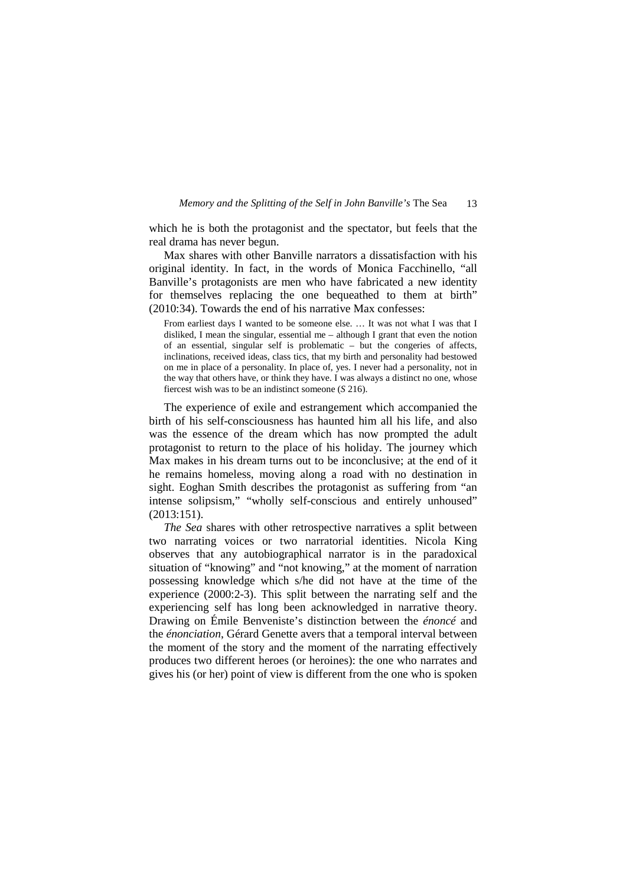which he is both the protagonist and the spectator, but feels that the real drama has never begun.

Max shares with other Banville narrators a dissatisfaction with his original identity. In fact, in the words of Monica Facchinello, "all Banville's protagonists are men who have fabricated a new identity for themselves replacing the one bequeathed to them at birth" (2010:34). Towards the end of his narrative Max confesses:

> From earliest days I wanted to be someone else. … It was not what I was that I disliked, I mean the singular, essential me – although I grant that even the notion of an essential, singular self is problematic – but the congeries of affects, inclinations, received ideas, class tics, that my birth and personality had bestowed on me in place of a personality. In place of, yes. I never had a personality, not in the way that others have, or think they have. I was always a distinct no one, whose fiercest wish was to be an indistinct someone (*S* 216).

The experience of exile and estrangement which accompanied the birth of his self-consciousness has haunted him all his life, and also was the essence of the dream which has now prompted the adult protagonist to return to the place of his holiday. The journey which Max makes in his dream turns out to be inconclusive; at the end of it he remains homeless, moving along a road with no destination in sight. Eoghan Smith describes the protagonist as suffering from "an intense solipsism," "wholly self-conscious and entirely unhoused" (2013:151).

*The Sea* shares with other retrospective narratives a split between two narrating voices or two narratorial identities. Nicola King observes that any autobiographical narrator is in the paradoxical situation of "knowing" and "not knowing," at the moment of narration possessing knowledge which s/he did not have at the time of the experience (2000:2-3). This split between the narrating self and the experiencing self has long been acknowledged in narrative theory. Drawing on Émile Benveniste's distinction between the *énoncé* and the *énonciation*, Gérard Genette avers that a temporal interval between the moment of the story and the moment of the narrating effectively produces two different heroes (or heroines): the one who narrates and gives his (or her) point of view is different from the one who is spoken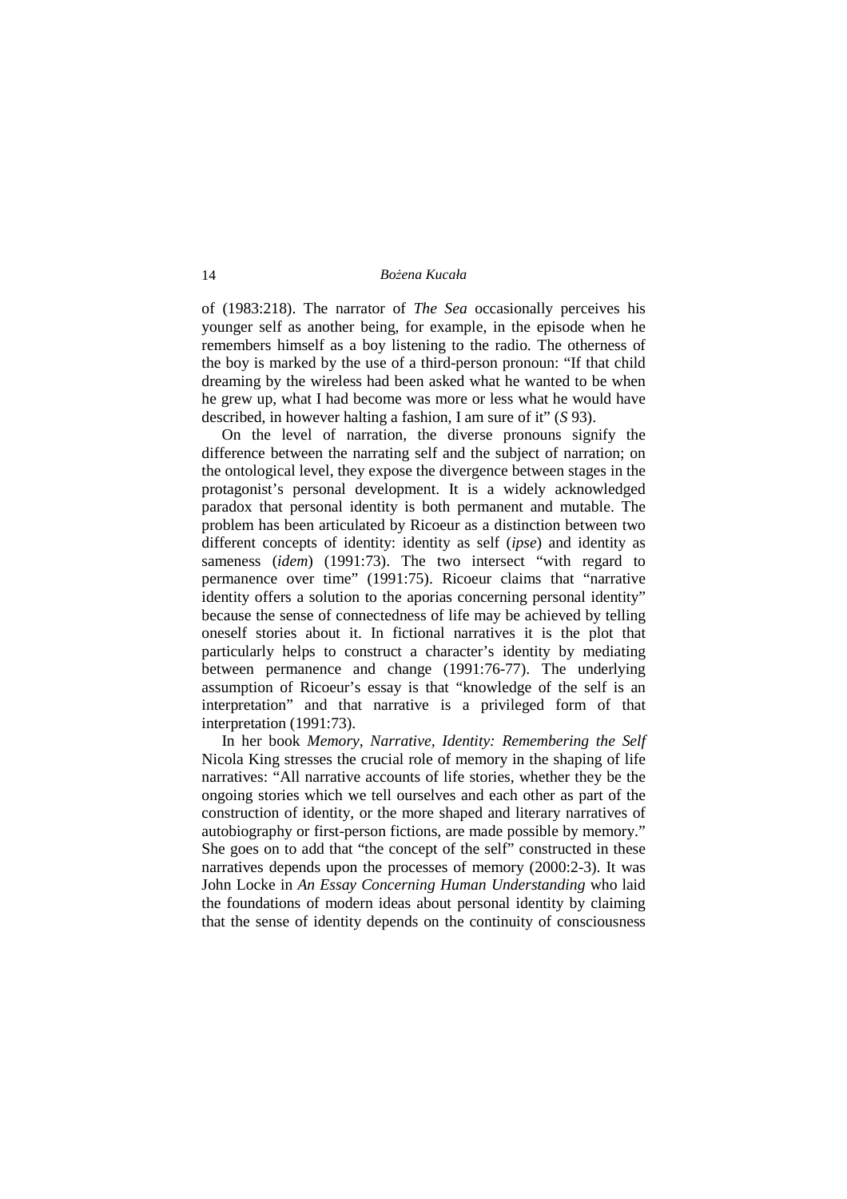of (1983:218). The narrator of *The Sea* occasionally perceives his younger self as another being, for example, in the episode when he remembers himself as a boy listening to the radio. The otherness of the boy is marked by the use of a third-person pronoun: "If that child dreaming by the wireless had been asked what he wanted to be when he grew up, what I had become was more or less what he would have described, in however halting a fashion, I am sure of it" (*S* 93).

On the level of narration, the diverse pronouns signify the difference between the narrating self and the subject of narration; on the ontological level, they expose the divergence between stages in the protagonist's personal development. It is a widely acknowledged paradox that personal identity is both permanent and mutable. The problem has been articulated by Ricoeur as a distinction between two different concepts of identity: identity as self (*ipse*) and identity as sameness (*idem*) (1991:73). The two intersect "with regard to permanence over time" (1991:75). Ricoeur claims that "narrative identity offers a solution to the aporias concerning personal identity" because the sense of connectedness of life may be achieved by telling oneself stories about it. In fictional narratives it is the plot that particularly helps to construct a character's identity by mediating between permanence and change (1991:76-77). The underlying assumption of Ricoeur's essay is that "knowledge of the self is an interpretation" and that narrative is a privileged form of that interpretation (1991:73).

In her book *Memory, Narrative, Identity: Remembering the Self* Nicola King stresses the crucial role of memory in the shaping of life narratives: "All narrative accounts of life stories, whether they be the ongoing stories which we tell ourselves and each other as part of the construction of identity, or the more shaped and literary narratives of autobiography or first-person fictions, are made possible by memory." She goes on to add that "the concept of the self" constructed in these narratives depends upon the processes of memory (2000:2-3). It was John Locke in *An Essay Concerning Human Understanding* who laid the foundations of modern ideas about personal identity by claiming that the sense of identity depends on the continuity of consciousness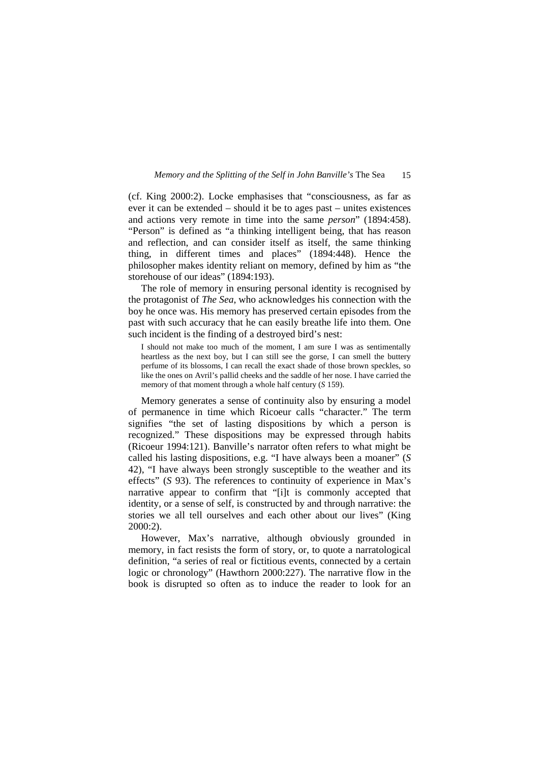(cf. King 2000:2). Locke emphasises that "consciousness, as far as ever it can be extended – should it be to ages past – unites existences and actions very remote in time into the same *person*" (1894:458). "Person" is defined as "a thinking intelligent being, that has reason and reflection, and can consider itself as itself, the same thinking thing, in different times and places" (1894:448). Hence the philosopher makes identity reliant on memory, defined by him as "the storehouse of our ideas" (1894:193).

The role of memory in ensuring personal identity is recognised by the protagonist of *The Sea*, who acknowledges his connection with the boy he once was. His memory has preserved certain episodes from the past with such accuracy that he can easily breathe life into them. One such incident is the finding of a destroyed bird's nest:

> I should not make too much of the moment, I am sure I was as sentimentally heartless as the next boy, but I can still see the gorse, I can smell the buttery perfume of its blossoms, I can recall the exact shade of those brown speckles, so like the ones on Avril's pallid cheeks and the saddle of her nose. I have carried the memory of that moment through a whole half century (*S* 159).

Memory generates a sense of continuity also by ensuring a model of permanence in time which Ricoeur calls "character." The term signifies "the set of lasting dispositions by which a person is recognized." These dispositions may be expressed through habits (Ricoeur 1994:121). Banville's narrator often refers to what might be called his lasting dispositions, e.g. "I have always been a moaner" (*S* 42), "I have always been strongly susceptible to the weather and its effects" (*S* 93). The references to continuity of experience in Max's narrative appear to confirm that "[i]t is commonly accepted that identity, or a sense of self, is constructed by and through narrative: the stories we all tell ourselves and each other about our lives" (King 2000:2).

However, Max's narrative, although obviously grounded in memory, in fact resists the form of story, or, to quote a narratological definition, "a series of real or fictitious events, connected by a certain logic or chronology" (Hawthorn 2000:227). The narrative flow in the book is disrupted so often as to induce the reader to look for an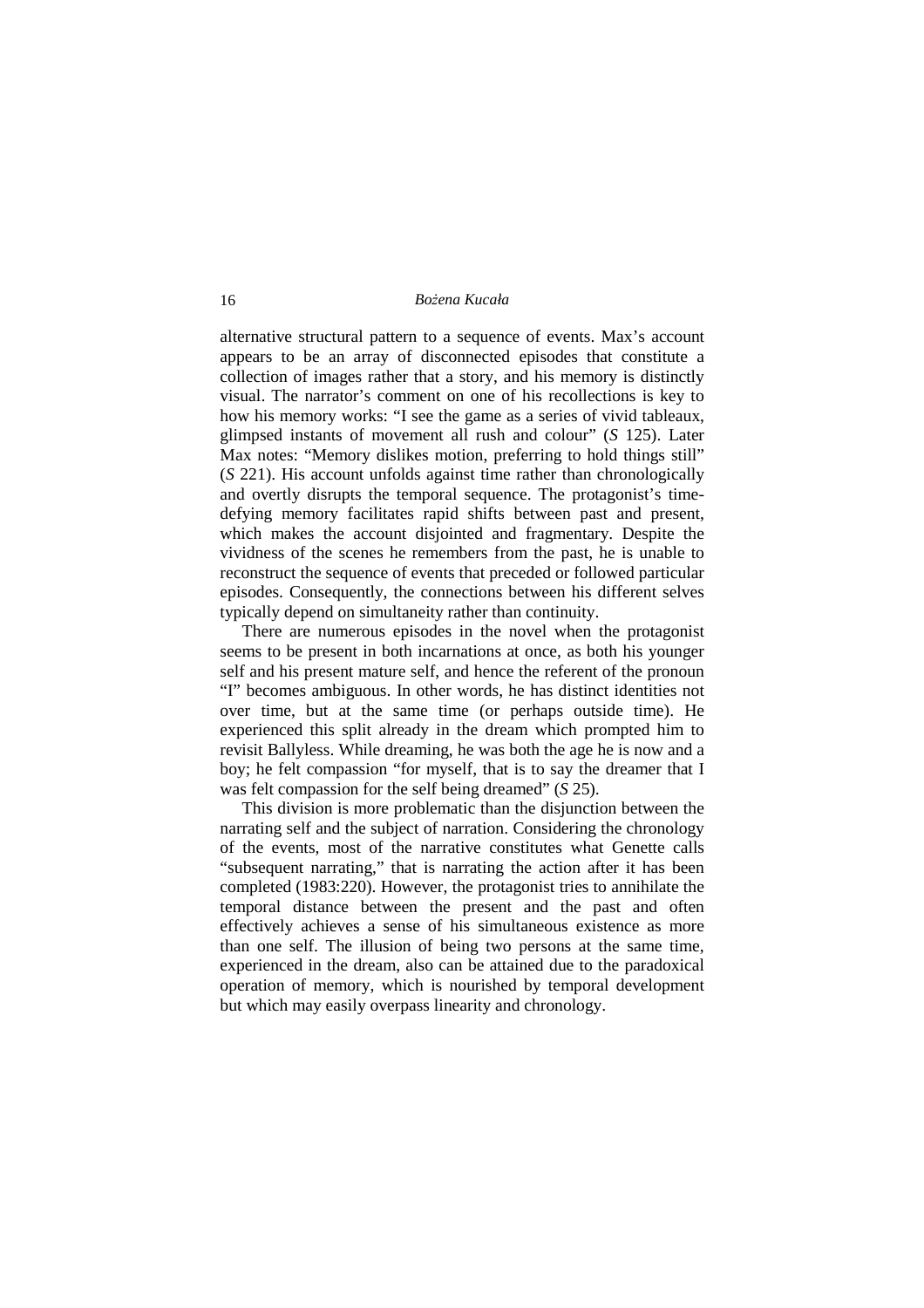alternative structural pattern to a sequence of events. Max's account appears to be an array of disconnected episodes that constitute a collection of images rather that a story, and his memory is distinctly visual. The narrator's comment on one of his recollections is key to how his memory works: "I see the game as a series of vivid tableaux, glimpsed instants of movement all rush and colour" (*S* 125). Later Max notes: "Memory dislikes motion, preferring to hold things still" (*S* 221). His account unfolds against time rather than chronologically and overtly disrupts the temporal sequence. The protagonist's time-defying memory facilitates rapid shifts between past and present, which makes the account disjointed and fragmentary. Despite the vividness of the scenes he remembers from the past, he is unable to reconstruct the sequence of events that preceded or followed particular episodes. Consequently, the connections between his different selves typically depend on simultaneity rather than continuity.

There are numerous episodes in the novel when the protagonist seems to be present in both incarnations at once, as both his younger self and his present mature self, and hence the referent of the pronoun "I" becomes ambiguous. In other words, he has distinct identities not over time, but at the same time (or perhaps outside time). He experienced this split already in the dream which prompted him to revisit Ballyless. While dreaming, he was both the age he is now and a boy; he felt compassion "for myself, that is to say the dreamer that I was felt compassion for the self being dreamed" (*S* 25).

This division is more problematic than the disjunction between the narrating self and the subject of narration. Considering the chronology of the events, most of the narrative constitutes what Genette calls "subsequent narrating," that is narrating the action after it has been completed (1983:220). However, the protagonist tries to annihilate the temporal distance between the present and the past and often effectively achieves a sense of his simultaneous existence as more than one self. The illusion of being two persons at the same time, experienced in the dream, also can be attained due to the paradoxical operation of memory, which is nourished by temporal development but which may easily overpass linearity and chronology.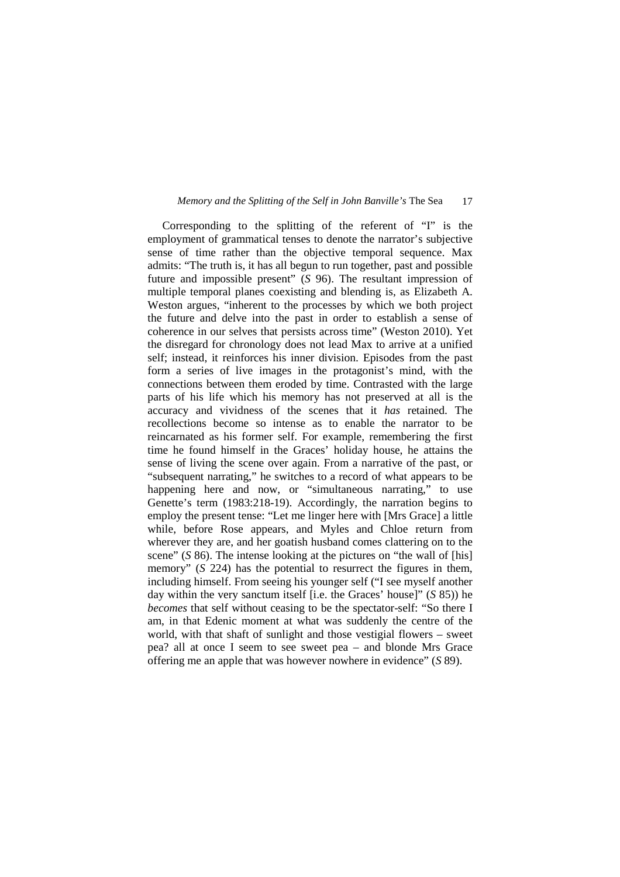Corresponding to the splitting of the referent of "I" is the employment of grammatical tenses to denote the narrator's subjective sense of time rather than the objective temporal sequence. Max admits: "The truth is, it has all begun to run together, past and possible future and impossible present" (*S* 96). The resultant impression of multiple temporal planes coexisting and blending is, as Elizabeth A. Weston argues, "inherent to the processes by which we both project the future and delve into the past in order to establish a sense of coherence in our selves that persists across time" (Weston 2010). Yet the disregard for chronology does not lead Max to arrive at a unified self; instead, it reinforces his inner division. Episodes from the past form a series of live images in the protagonist's mind, with the connections between them eroded by time. Contrasted with the large parts of his life which his memory has not preserved at all is the accuracy and vividness of the scenes that it *has* retained. The recollections become so intense as to enable the narrator to be reincarnated as his former self. For example, remembering the first time he found himself in the Graces' holiday house, he attains the sense of living the scene over again. From a narrative of the past, or "subsequent narrating," he switches to a record of what appears to be happening here and now, or "simultaneous narrating," to use Genette's term (1983:218-19). Accordingly, the narration begins to employ the present tense: "Let me linger here with [Mrs Grace] a little while, before Rose appears, and Myles and Chloe return from wherever they are, and her goatish husband comes clattering on to the scene" (*S* 86). The intense looking at the pictures on "the wall of [his] memory" (*S* 224) has the potential to resurrect the figures in them, including himself. From seeing his younger self ("I see myself another day within the very sanctum itself [i.e. the Graces' house]" (*S* 85)) he *becomes* that self without ceasing to be the spectator-self: "So there I am, in that Edenic moment at what was suddenly the centre of the world, with that shaft of sunlight and those vestigial flowers – sweet pea? all at once I seem to see sweet pea – and blonde Mrs Grace offering me an apple that was however nowhere in evidence" (*S* 89).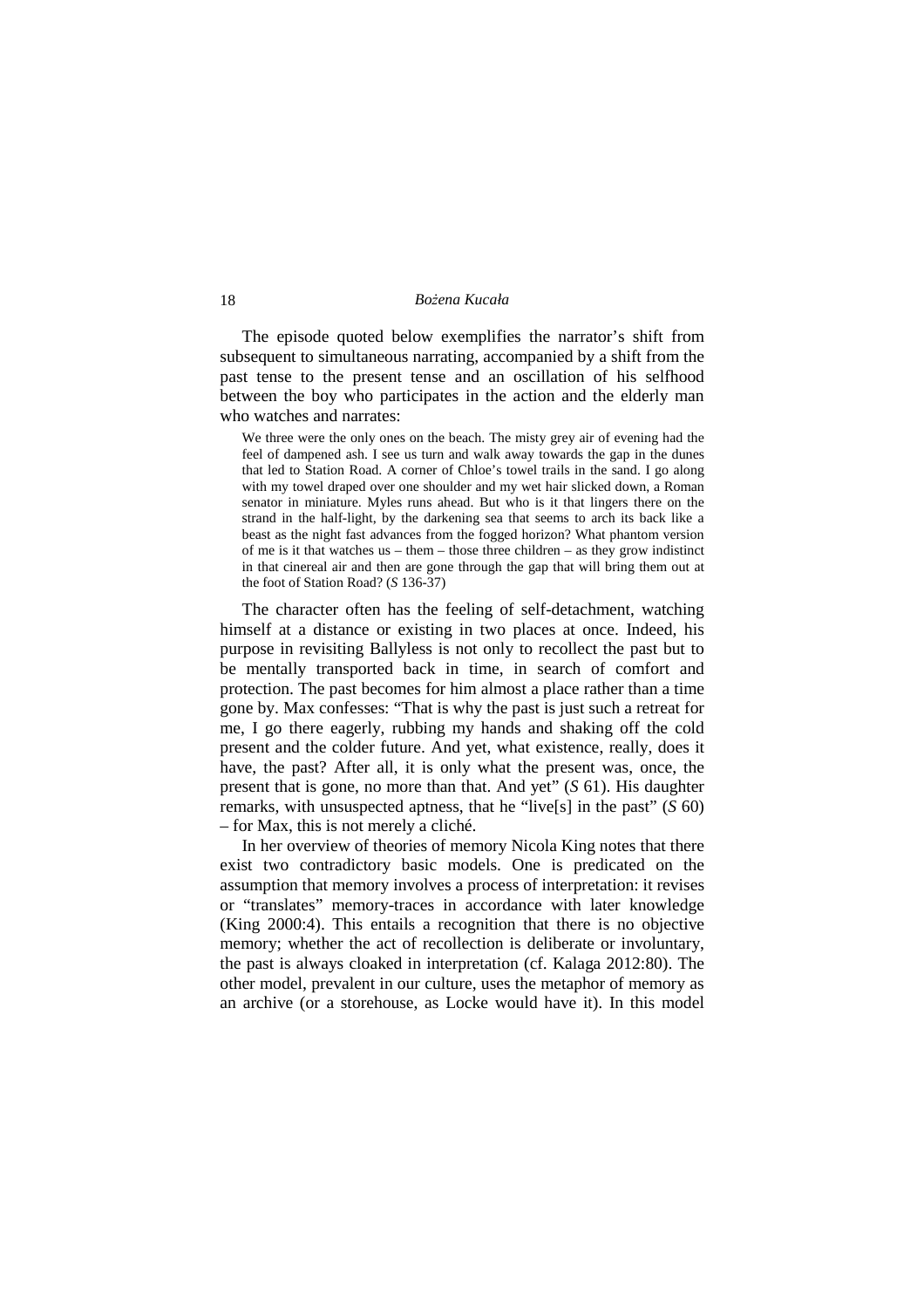The episode quoted below exemplifies the narrator's shift from subsequent to simultaneous narrating, accompanied by a shift from the past tense to the present tense and an oscillation of his selfhood between the boy who participates in the action and the elderly man who watches and narrates:

> We three were the only ones on the beach. The misty grey air of evening had the feel of dampened ash. I see us turn and walk away towards the gap in the dunes that led to Station Road. A corner of Chloe's towel trails in the sand. I go along with my towel draped over one shoulder and my wet hair slicked down, a Roman senator in miniature. Myles runs ahead. But who is it that lingers there on the strand in the half-light, by the darkening sea that seems to arch its back like a beast as the night fast advances from the fogged horizon? What phantom version of me is it that watches us – them – those three children – as they grow indistinct in that cinereal air and then are gone through the gap that will bring them out at the foot of Station Road? (*S* 136-37)

The character often has the feeling of self-detachment, watching himself at a distance or existing in two places at once. Indeed, his purpose in revisiting Ballyless is not only to recollect the past but to be mentally transported back in time, in search of comfort and protection. The past becomes for him almost a place rather than a time gone by. Max confesses: "That is why the past is just such a retreat for me, I go there eagerly, rubbing my hands and shaking off the cold present and the colder future. And yet, what existence, really, does it have, the past? After all, it is only what the present was, once, the present that is gone, no more than that. And yet" (*S* 61). His daughter remarks, with unsuspected aptness, that he "live[s] in the past" (*S* 60) – for Max, this is not merely a cliché.

In her overview of theories of memory Nicola King notes that there exist two contradictory basic models. One is predicated on the assumption that memory involves a process of interpretation: it revises or "translates" memory-traces in accordance with later knowledge (King 2000:4). This entails a recognition that there is no objective memory; whether the act of recollection is deliberate or involuntary, the past is always cloaked in interpretation (cf. Kalaga 2012:80). The other model, prevalent in our culture, uses the metaphor of memory as an archive (or a storehouse, as Locke would have it). In this model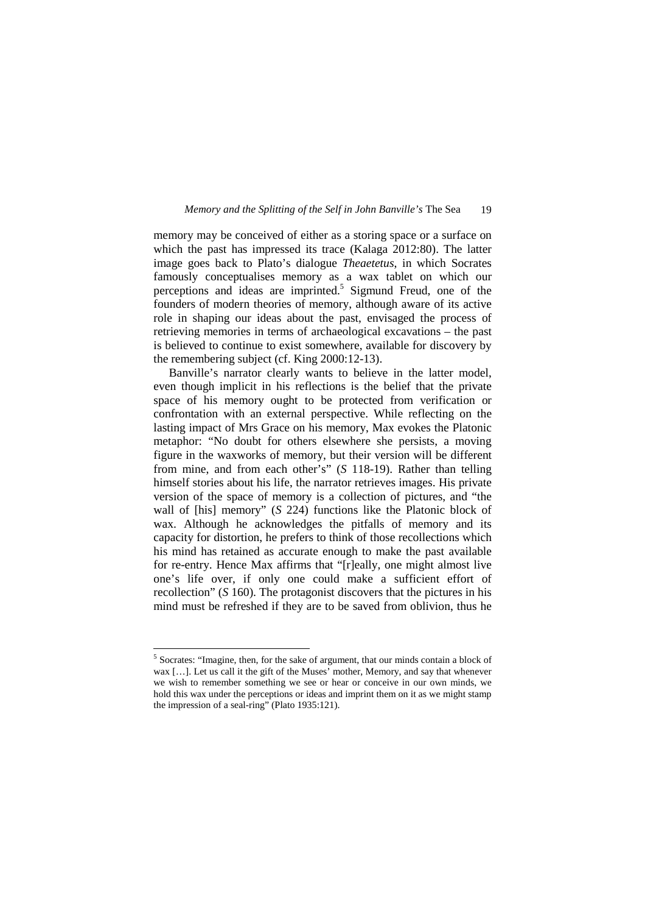memory may be conceived of either as a storing space or a surface on which the past has impressed its trace (Kalaga 2012:80). The latter image goes back to Plato's dialogue *Theaetetus*, in which Socrates famously conceptualises memory as a wax tablet on which our perceptions and ideas are imprinted.[5] Sigmund Freud, one of the founders of modern theories of memory, although aware of its active role in shaping our ideas about the past, envisaged the process of retrieving memories in terms of archaeological excavations – the past is believed to continue to exist somewhere, available for discovery by the remembering subject (cf. King 2000:12-13).

Banville's narrator clearly wants to believe in the latter model, even though implicit in his reflections is the belief that the private space of his memory ought to be protected from verification or confrontation with an external perspective. While reflecting on the lasting impact of Mrs Grace on his memory, Max evokes the Platonic metaphor: "No doubt for others elsewhere she persists, a moving figure in the waxworks of memory, but their version will be different from mine, and from each other's" (*S* 118-19). Rather than telling himself stories about his life, the narrator retrieves images. His private version of the space of memory is a collection of pictures, and "the wall of [his] memory" (*S* 224) functions like the Platonic block of wax. Although he acknowledges the pitfalls of memory and its capacity for distortion, he prefers to think of those recollections which his mind has retained as accurate enough to make the past available for re-entry. Hence Max affirms that "[r]eally, one might almost live one's life over, if only one could make a sufficient effort of recollection" (*S* 160). The protagonist discovers that the pictures in his mind must be refreshed if they are to be saved from oblivion, thus he

---

[5] Socrates: "Imagine, then, for the sake of argument, that our minds contain a block of wax […]. Let us call it the gift of the Muses' mother, Memory, and say that whenever we wish to remember something we see or hear or conceive in our own minds, we hold this wax under the perceptions or ideas and imprint them on it as we might stamp the impression of a seal-ring" (Plato 1935:121).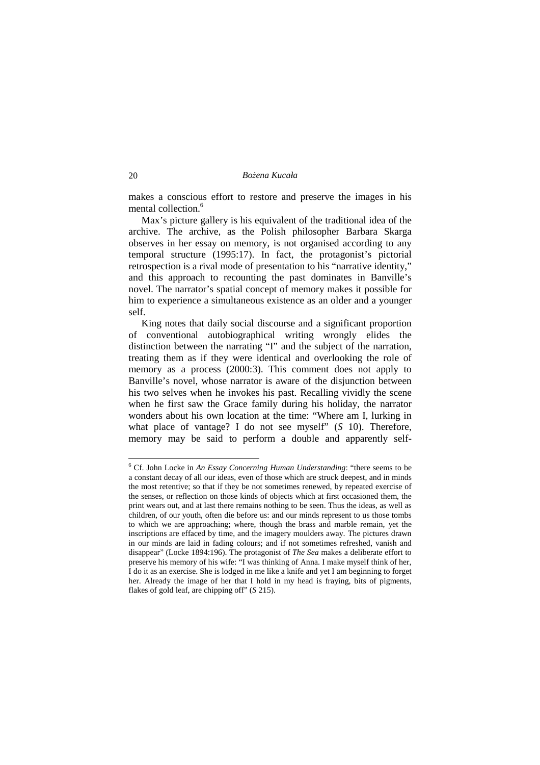makes a conscious effort to restore and preserve the images in his mental collection.[6]

Max's picture gallery is his equivalent of the traditional idea of the archive. The archive, as the Polish philosopher Barbara Skarga observes in her essay on memory, is not organised according to any temporal structure (1995:17). In fact, the protagonist's pictorial retrospection is a rival mode of presentation to his "narrative identity," and this approach to recounting the past dominates in Banville's novel. The narrator's spatial concept of memory makes it possible for him to experience a simultaneous existence as an older and a younger self.

King notes that daily social discourse and a significant proportion of conventional autobiographical writing wrongly elides the distinction between the narrating "I" and the subject of the narration, treating them as if they were identical and overlooking the role of memory as a process (2000:3). This comment does not apply to Banville's novel, whose narrator is aware of the disjunction between his two selves when he invokes his past. Recalling vividly the scene when he first saw the Grace family during his holiday, the narrator wonders about his own location at the time: "Where am I, lurking in what place of vantage? I do not see myself" (*S* 10). Therefore, memory may be said to perform a double and apparently self-

---

[6] Cf. John Locke in *An Essay Concerning Human Understanding*: "there seems to be a constant decay of all our ideas, even of those which are struck deepest, and in minds the most retentive; so that if they be not sometimes renewed, by repeated exercise of the senses, or reflection on those kinds of objects which at first occasioned them, the print wears out, and at last there remains nothing to be seen. Thus the ideas, as well as children, of our youth, often die before us: and our minds represent to us those tombs to which we are approaching; where, though the brass and marble remain, yet the inscriptions are effaced by time, and the imagery moulders away. The pictures drawn in our minds are laid in fading colours; and if not sometimes refreshed, vanish and disappear" (Locke 1894:196). The protagonist of *The Sea* makes a deliberate effort to preserve his memory of his wife: "I was thinking of Anna. I make myself think of her, I do it as an exercise. She is lodged in me like a knife and yet I am beginning to forget her. Already the image of her that I hold in my head is fraying, bits of pigments, flakes of gold leaf, are chipping off" (*S* 215).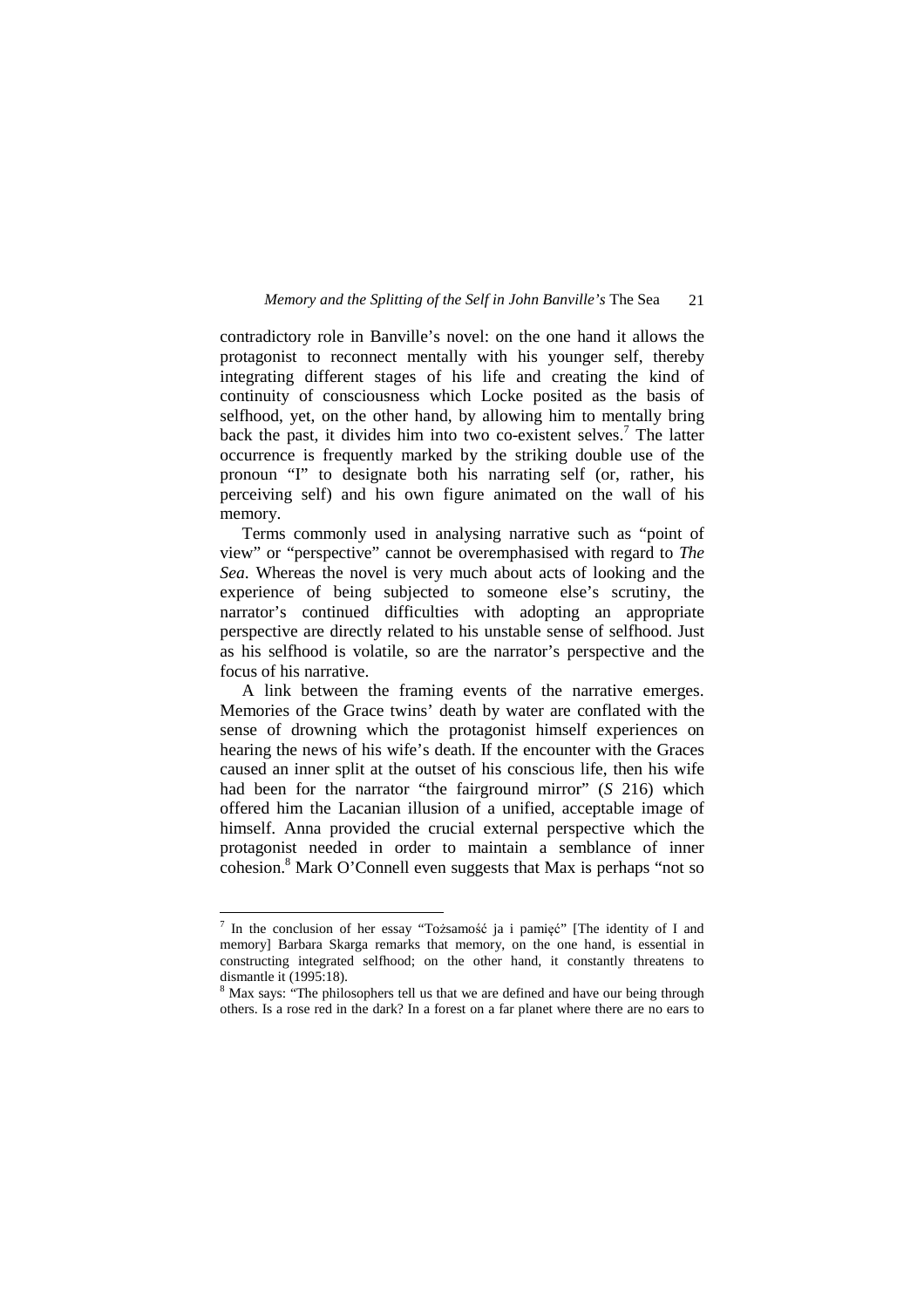contradictory role in Banville's novel: on the one hand it allows the protagonist to reconnect mentally with his younger self, thereby integrating different stages of his life and creating the kind of continuity of consciousness which Locke posited as the basis of selfhood, yet, on the other hand, by allowing him to mentally bring back the past, it divides him into two co-existent selves.[7] The latter occurrence is frequently marked by the striking double use of the pronoun "I" to designate both his narrating self (or, rather, his perceiving self) and his own figure animated on the wall of his memory.

Terms commonly used in analysing narrative such as "point of view" or "perspective" cannot be overemphasised with regard to *The Sea*. Whereas the novel is very much about acts of looking and the experience of being subjected to someone else's scrutiny, the narrator's continued difficulties with adopting an appropriate perspective are directly related to his unstable sense of selfhood. Just as his selfhood is volatile, so are the narrator's perspective and the focus of his narrative.

A link between the framing events of the narrative emerges. Memories of the Grace twins' death by water are conflated with the sense of drowning which the protagonist himself experiences on hearing the news of his wife's death. If the encounter with the Graces caused an inner split at the outset of his conscious life, then his wife had been for the narrator "the fairground mirror" (*S* 216) which offered him the Lacanian illusion of a unified, acceptable image of himself. Anna provided the crucial external perspective which the protagonist needed in order to maintain a semblance of inner cohesion.[8] Mark O'Connell even suggests that Max is perhaps "not so

---

[7] In the conclusion of her essay "Tożsamość ja i pamięć" [The identity of I and memory] Barbara Skarga remarks that memory, on the one hand, is essential in constructing integrated selfhood; on the other hand, it constantly threatens to dismantle it (1995:18).

[8] Max says: "The philosophers tell us that we are defined and have our being through others. Is a rose red in the dark? In a forest on a far planet where there are no ears to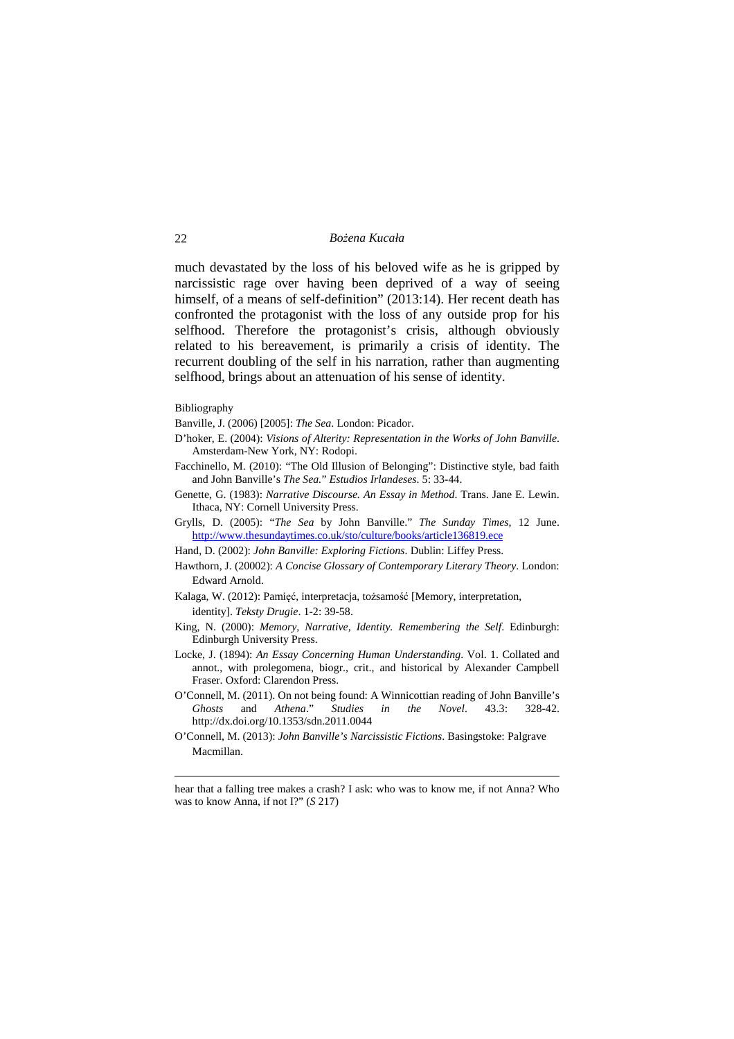much devastated by the loss of his beloved wife as he is gripped by narcissistic rage over having been deprived of a way of seeing himself, of a means of self-definition" (2013:14). Her recent death has confronted the protagonist with the loss of any outside prop for his selfhood. Therefore the protagonist's crisis, although obviously related to his bereavement, is primarily a crisis of identity. The recurrent doubling of the self in his narration, rather than augmenting selfhood, brings about an attenuation of his sense of identity.

Bibliography

Banville, J. (2006) [2005]: *The Sea*. London: Picador.

D'hoker, E. (2004): *Visions of Alterity: Representation in the Works of John Banville*. Amsterdam-New York, NY: Rodopi.

Facchinello, M. (2010): "The Old Illusion of Belonging": Distinctive style, bad faith and John Banville's *The Sea*." *Estudios Irlandeses*. 5: 33-44.

Genette, G. (1983): *Narrative Discourse. An Essay in Method*. Trans. Jane E. Lewin. Ithaca, NY: Cornell University Press.

Grylls, D. (2005): "*The Sea* by John Banville." *The Sunday Times*, 12 June. http://www.thesundaytimes.co.uk/sto/culture/books/article136819.ece

Hand, D. (2002): *John Banville: Exploring Fictions*. Dublin: Liffey Press.

Hawthorn, J. (20002): *A Concise Glossary of Contemporary Literary Theory*. London: Edward Arnold.

Kalaga, W. (2012): Pamięć, interpretacja, tożsamość [Memory, interpretation, identity]. *Teksty Drugie*. 1-2: 39-58.

King, N. (2000): *Memory, Narrative, Identity. Remembering the Self*. Edinburgh: Edinburgh University Press.

Locke, J. (1894): *An Essay Concerning Human Understanding*. Vol. 1. Collated and annot., with prolegomena, biogr., crit., and historical by Alexander Campbell Fraser. Oxford: Clarendon Press.

O'Connell, M. (2011). On not being found: A Winnicottian reading of John Banville's *Ghosts* and *Athena*." *Studies in the Novel*. 43.3: 328-42. http://dx.doi.org/10.1353/sdn.2011.0044

O'Connell, M. (2013): *John Banville's Narcissistic Fictions*. Basingstoke: Palgrave Macmillan.

---

hear that a falling tree makes a crash? I ask: who was to know me, if not Anna? Who was to know Anna, if not I?" (*S* 217)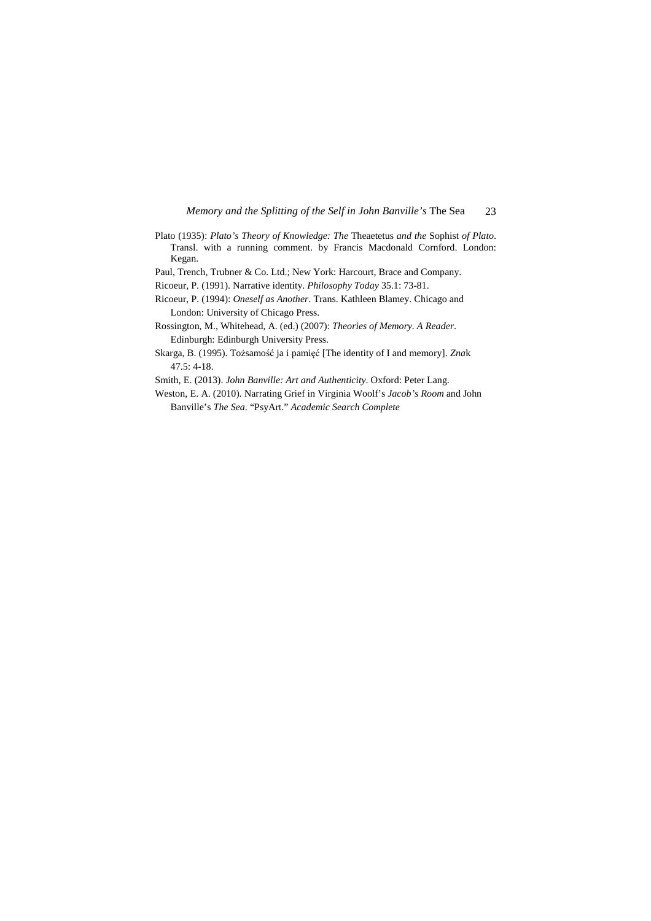Plato (1935): *Plato's Theory of Knowledge: The* Theaetetus *and the* Sophist *of Plato*. Transl. with a running comment. by Francis Macdonald Cornford. London: Kegan.

Paul, Trench, Trubner & Co. Ltd.; New York: Harcourt, Brace and Company.

Ricoeur, P. (1991). Narrative identity. *Philosophy Today* 35.1: 73-81.

Ricoeur, P. (1994): *Oneself as Another*. Trans. Kathleen Blamey. Chicago and London: University of Chicago Press.

Rossington, M., Whitehead, A. (ed.) (2007): *Theories of Memory. A Reader*. Edinburgh: Edinburgh University Press.

Skarga, B. (1995). Tożsamość ja i pamięć [The identity of I and memory]. *Znak* 47.5: 4-18.

Smith, E. (2013). *John Banville: Art and Authenticity*. Oxford: Peter Lang.

Weston, E. A. (2010). Narrating Grief in Virginia Woolf's *Jacob's Room* and John Banville's *The Sea*. "PsyArt." *Academic Search Complete*